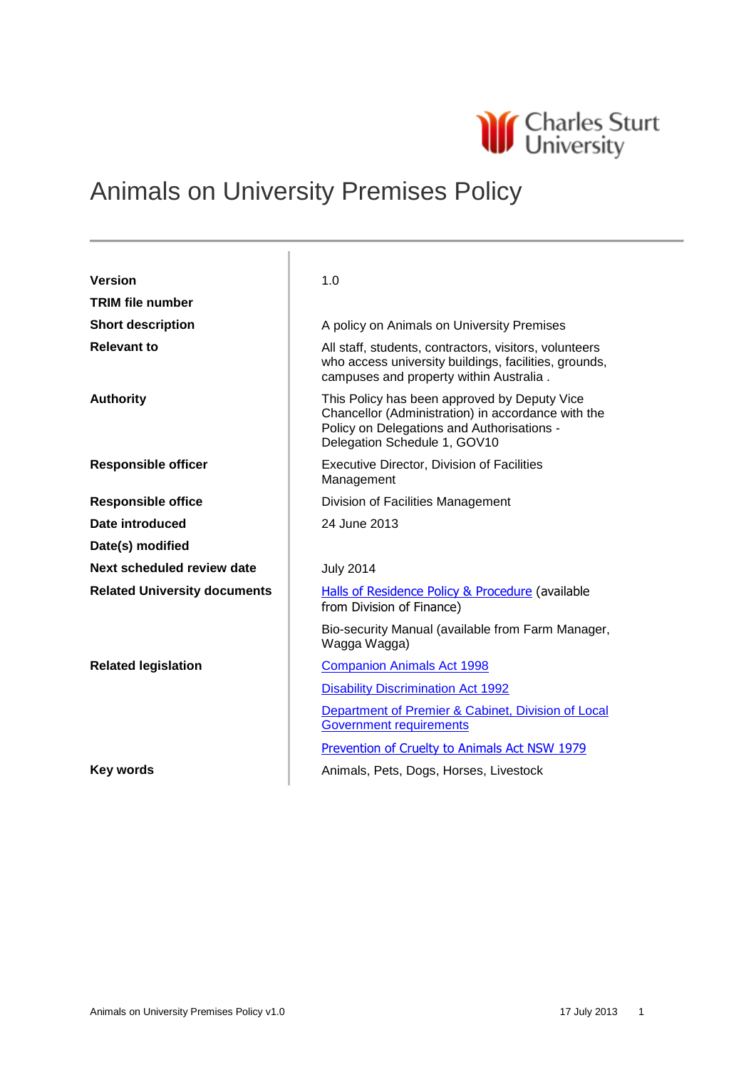# Animals on University Premises Policy

| | |
|---|---|
| **Version** | 1.0 |
| **TRIM file number** | |
| **Short description** | A policy on Animals on University Premises |
| **Relevant to** | All staff, students, contractors, visitors, volunteers who access university buildings, facilities, grounds, campuses and property within Australia . |
| **Authority** | This Policy has been approved by Deputy Vice Chancellor (Administration) in accordance with the Policy on Delegations and Authorisations - Delegation Schedule 1, GOV10 |
| **Responsible officer** | Executive Director, Division of Facilities Management |
| **Responsible office** | Division of Facilities Management |
| **Date introduced** | 24 June 2013 |
| **Date(s) modified** | |
| **Next scheduled review date** | July 2014 |
| **Related University documents** | Halls of Residence Policy & Procedure (available from Division of Finance)<br><br>Bio-security Manual (available from Farm Manager, Wagga Wagga) |
| **Related legislation** | Companion Animals Act 1998<br><br>Disability Discrimination Act 1992<br><br>Department of Premier & Cabinet, Division of Local Government requirements<br><br>Prevention of Cruelty to Animals Act NSW 1979 |
| **Key words** | Animals, Pets, Dogs, Horses, Livestock |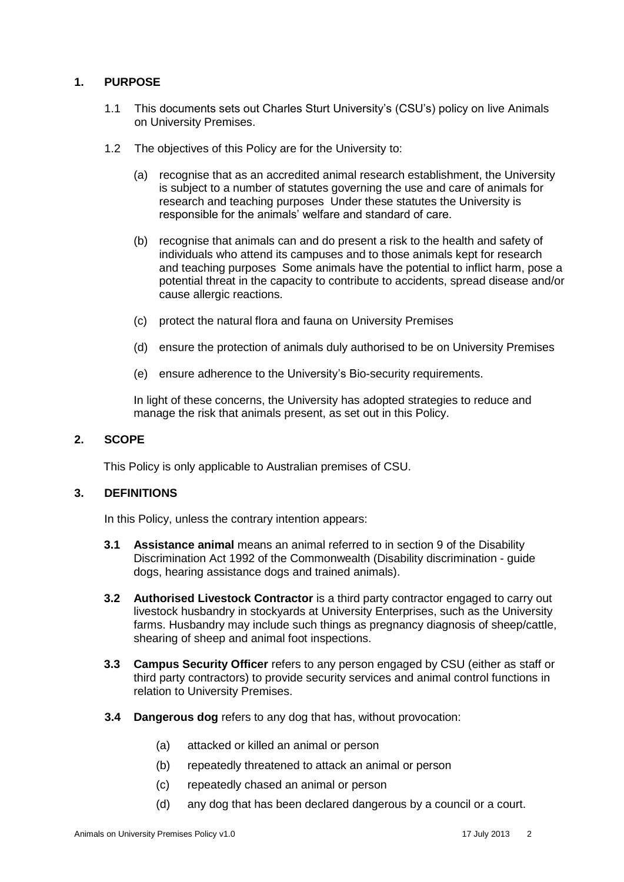## 1. PURPOSE

1.1 This documents sets out Charles Sturt University's (CSU's) policy on live Animals on University Premises.

1.2 The objectives of this Policy are for the University to:

(a) recognise that as an accredited animal research establishment, the University is subject to a number of statutes governing the use and care of animals for research and teaching purposes Under these statutes the University is responsible for the animals' welfare and standard of care.

(b) recognise that animals can and do present a risk to the health and safety of individuals who attend its campuses and to those animals kept for research and teaching purposes Some animals have the potential to inflict harm, pose a potential threat in the capacity to contribute to accidents, spread disease and/or cause allergic reactions.

(c) protect the natural flora and fauna on University Premises

(d) ensure the protection of animals duly authorised to be on University Premises

(e) ensure adherence to the University's Bio-security requirements.

In light of these concerns, the University has adopted strategies to reduce and manage the risk that animals present, as set out in this Policy.

## 2. SCOPE

This Policy is only applicable to Australian premises of CSU.

## 3. DEFINITIONS

In this Policy, unless the contrary intention appears:

**3.1 Assistance animal** means an animal referred to in section 9 of the Disability Discrimination Act 1992 of the Commonwealth (Disability discrimination - guide dogs, hearing assistance dogs and trained animals).

**3.2 Authorised Livestock Contractor** is a third party contractor engaged to carry out livestock husbandry in stockyards at University Enterprises, such as the University farms. Husbandry may include such things as pregnancy diagnosis of sheep/cattle, shearing of sheep and animal foot inspections.

**3.3 Campus Security Officer** refers to any person engaged by CSU (either as staff or third party contractors) to provide security services and animal control functions in relation to University Premises.

**3.4 Dangerous dog** refers to any dog that has, without provocation:

(a) attacked or killed an animal or person

(b) repeatedly threatened to attack an animal or person

(c) repeatedly chased an animal or person

(d) any dog that has been declared dangerous by a council or a court.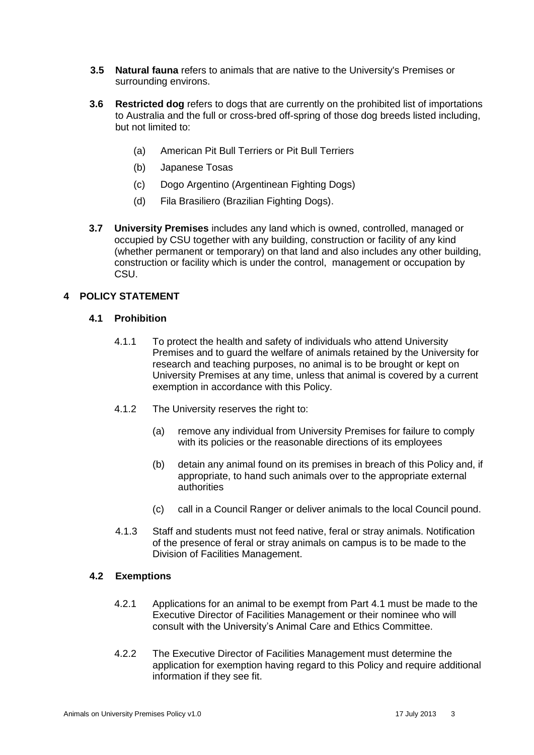**3.5 Natural fauna** refers to animals that are native to the University's Premises or surrounding environs.

**3.6 Restricted dog** refers to dogs that are currently on the prohibited list of importations to Australia and the full or cross-bred off-spring of those dog breeds listed including, but not limited to:

(a) American Pit Bull Terriers or Pit Bull Terriers

(b) Japanese Tosas

(c) Dogo Argentino (Argentinean Fighting Dogs)

(d) Fila Brasiliero (Brazilian Fighting Dogs).

**3.7 University Premises** includes any land which is owned, controlled, managed or occupied by CSU together with any building, construction or facility of any kind (whether permanent or temporary) on that land and also includes any other building, construction or facility which is under the control, management or occupation by CSU.

## 4 POLICY STATEMENT

### 4.1 Prohibition

4.1.1 To protect the health and safety of individuals who attend University Premises and to guard the welfare of animals retained by the University for research and teaching purposes, no animal is to be brought or kept on University Premises at any time, unless that animal is covered by a current exemption in accordance with this Policy.

4.1.2 The University reserves the right to:

(a) remove any individual from University Premises for failure to comply with its policies or the reasonable directions of its employees

(b) detain any animal found on its premises in breach of this Policy and, if appropriate, to hand such animals over to the appropriate external authorities

(c) call in a Council Ranger or deliver animals to the local Council pound.

4.1.3 Staff and students must not feed native, feral or stray animals. Notification of the presence of feral or stray animals on campus is to be made to the Division of Facilities Management.

### 4.2 Exemptions

4.2.1 Applications for an animal to be exempt from Part 4.1 must be made to the Executive Director of Facilities Management or their nominee who will consult with the University's Animal Care and Ethics Committee.

4.2.2 The Executive Director of Facilities Management must determine the application for exemption having regard to this Policy and require additional information if they see fit.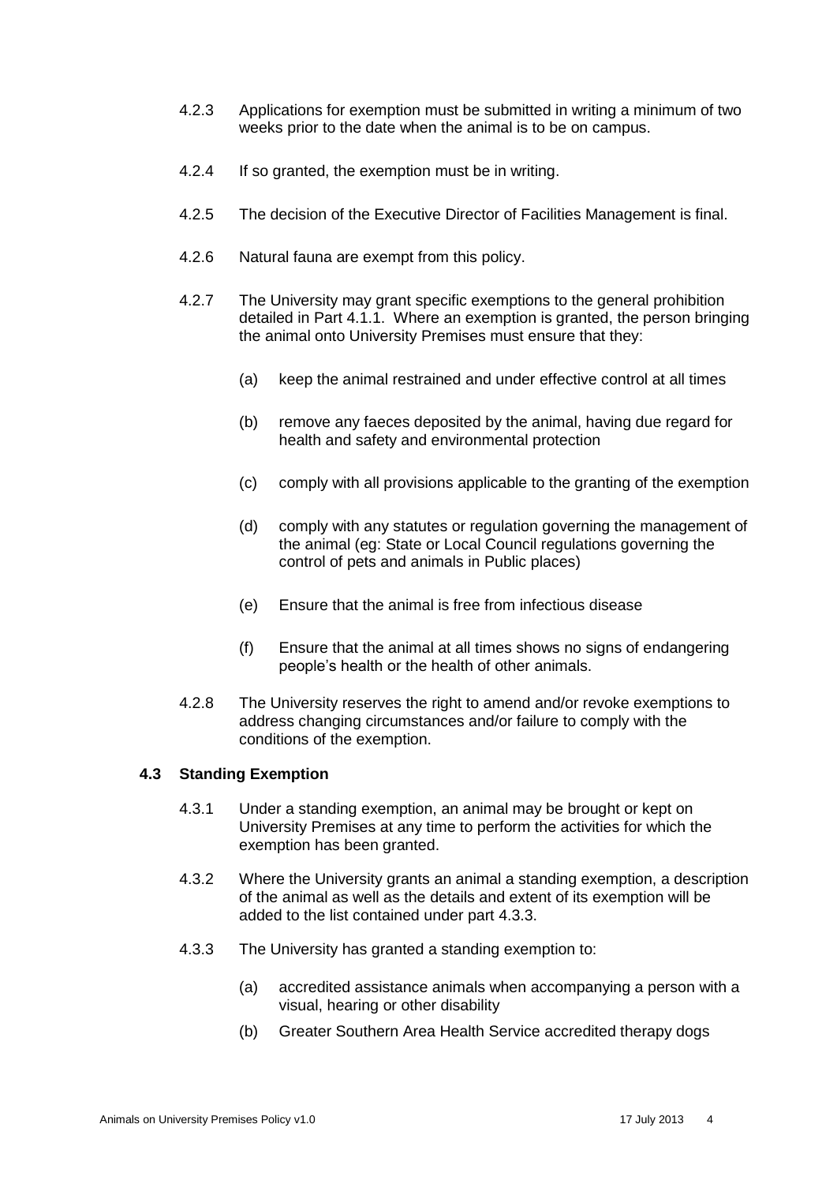4.2.3 Applications for exemption must be submitted in writing a minimum of two weeks prior to the date when the animal is to be on campus.

4.2.4 If so granted, the exemption must be in writing.

4.2.5 The decision of the Executive Director of Facilities Management is final.

4.2.6 Natural fauna are exempt from this policy.

4.2.7 The University may grant specific exemptions to the general prohibition detailed in Part 4.1.1. Where an exemption is granted, the person bringing the animal onto University Premises must ensure that they:

(a) keep the animal restrained and under effective control at all times

(b) remove any faeces deposited by the animal, having due regard for health and safety and environmental protection

(c) comply with all provisions applicable to the granting of the exemption

(d) comply with any statutes or regulation governing the management of the animal (eg: State or Local Council regulations governing the control of pets and animals in Public places)

(e) Ensure that the animal is free from infectious disease

(f) Ensure that the animal at all times shows no signs of endangering people's health or the health of other animals.

4.2.8 The University reserves the right to amend and/or revoke exemptions to address changing circumstances and/or failure to comply with the conditions of the exemption.

### 4.3 Standing Exemption

4.3.1 Under a standing exemption, an animal may be brought or kept on University Premises at any time to perform the activities for which the exemption has been granted.

4.3.2 Where the University grants an animal a standing exemption, a description of the animal as well as the details and extent of its exemption will be added to the list contained under part 4.3.3.

4.3.3 The University has granted a standing exemption to:

(a) accredited assistance animals when accompanying a person with a visual, hearing or other disability

(b) Greater Southern Area Health Service accredited therapy dogs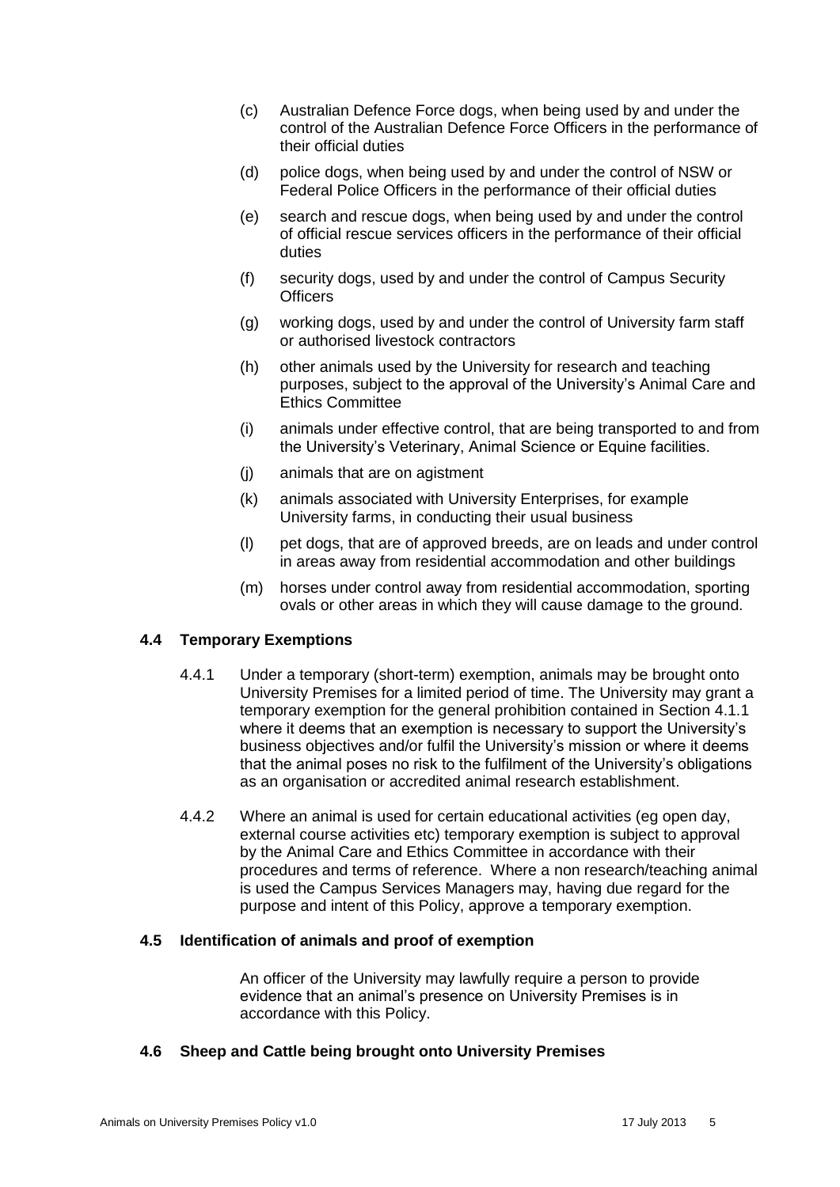(c) Australian Defence Force dogs, when being used by and under the control of the Australian Defence Force Officers in the performance of their official duties

(d) police dogs, when being used by and under the control of NSW or Federal Police Officers in the performance of their official duties

(e) search and rescue dogs, when being used by and under the control of official rescue services officers in the performance of their official duties

(f) security dogs, used by and under the control of Campus Security Officers

(g) working dogs, used by and under the control of University farm staff or authorised livestock contractors

(h) other animals used by the University for research and teaching purposes, subject to the approval of the University's Animal Care and Ethics Committee

(i) animals under effective control, that are being transported to and from the University's Veterinary, Animal Science or Equine facilities.

(j) animals that are on agistment

(k) animals associated with University Enterprises, for example University farms, in conducting their usual business

(l) pet dogs, that are of approved breeds, are on leads and under control in areas away from residential accommodation and other buildings

(m) horses under control away from residential accommodation, sporting ovals or other areas in which they will cause damage to the ground.

### 4.4 Temporary Exemptions

4.4.1 Under a temporary (short-term) exemption, animals may be brought onto University Premises for a limited period of time. The University may grant a temporary exemption for the general prohibition contained in Section 4.1.1 where it deems that an exemption is necessary to support the University's business objectives and/or fulfil the University's mission or where it deems that the animal poses no risk to the fulfilment of the University's obligations as an organisation or accredited animal research establishment.

4.4.2 Where an animal is used for certain educational activities (eg open day, external course activities etc) temporary exemption is subject to approval by the Animal Care and Ethics Committee in accordance with their procedures and terms of reference. Where a non research/teaching animal is used the Campus Services Managers may, having due regard for the purpose and intent of this Policy, approve a temporary exemption.

### 4.5 Identification of animals and proof of exemption

An officer of the University may lawfully require a person to provide evidence that an animal's presence on University Premises is in accordance with this Policy.

### 4.6 Sheep and Cattle being brought onto University Premises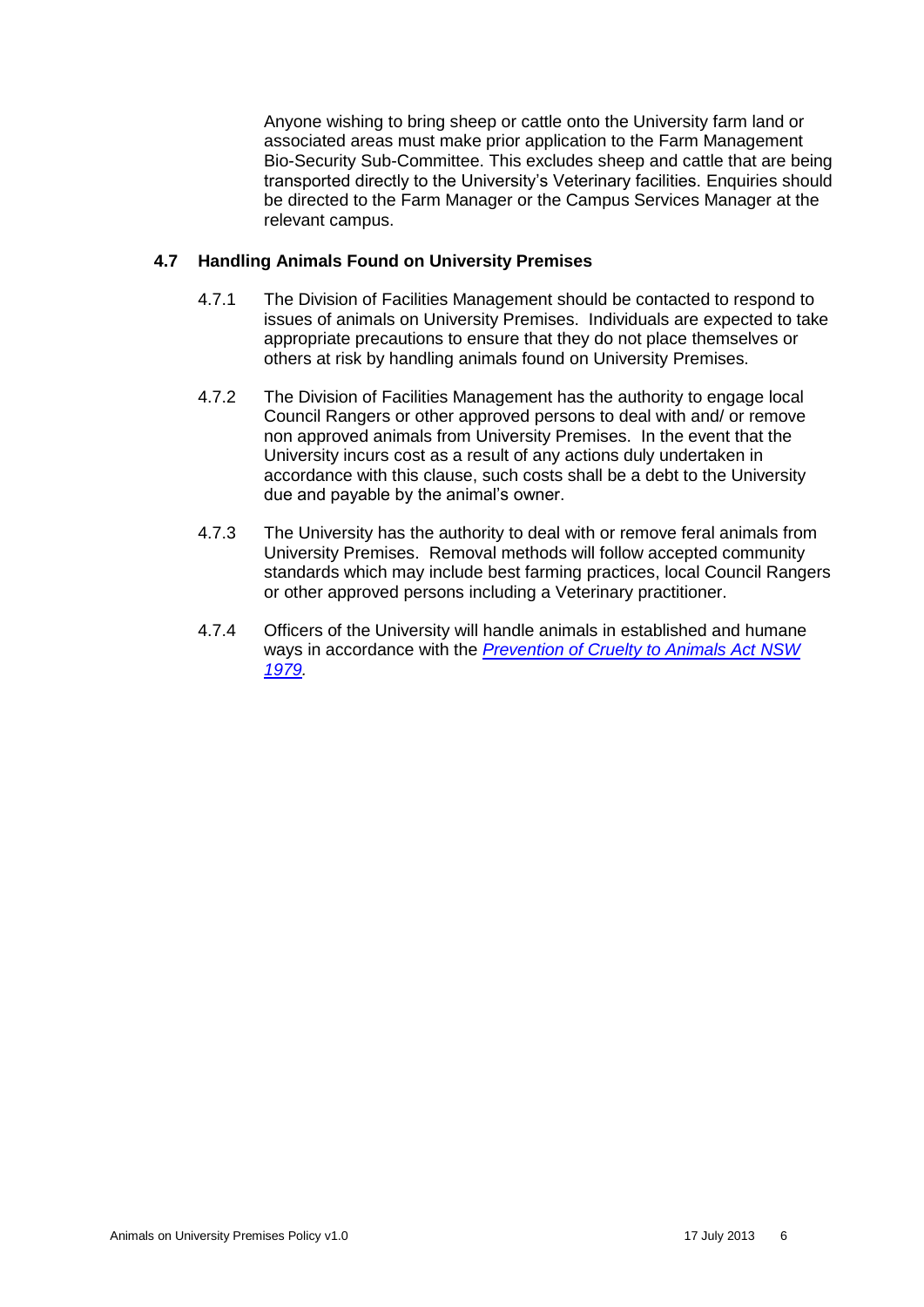Anyone wishing to bring sheep or cattle onto the University farm land or associated areas must make prior application to the Farm Management Bio-Security Sub-Committee. This excludes sheep and cattle that are being transported directly to the University's Veterinary facilities. Enquiries should be directed to the Farm Manager or the Campus Services Manager at the relevant campus.

### 4.7 Handling Animals Found on University Premises

4.7.1 The Division of Facilities Management should be contacted to respond to issues of animals on University Premises. Individuals are expected to take appropriate precautions to ensure that they do not place themselves or others at risk by handling animals found on University Premises.

4.7.2 The Division of Facilities Management has the authority to engage local Council Rangers or other approved persons to deal with and/ or remove non approved animals from University Premises. In the event that the University incurs cost as a result of any actions duly undertaken in accordance with this clause, such costs shall be a debt to the University due and payable by the animal's owner.

4.7.3 The University has the authority to deal with or remove feral animals from University Premises. Removal methods will follow accepted community standards which may include best farming practices, local Council Rangers or other approved persons including a Veterinary practitioner.

4.7.4 Officers of the University will handle animals in established and humane ways in accordance with the *Prevention of Cruelty to Animals Act NSW 1979*.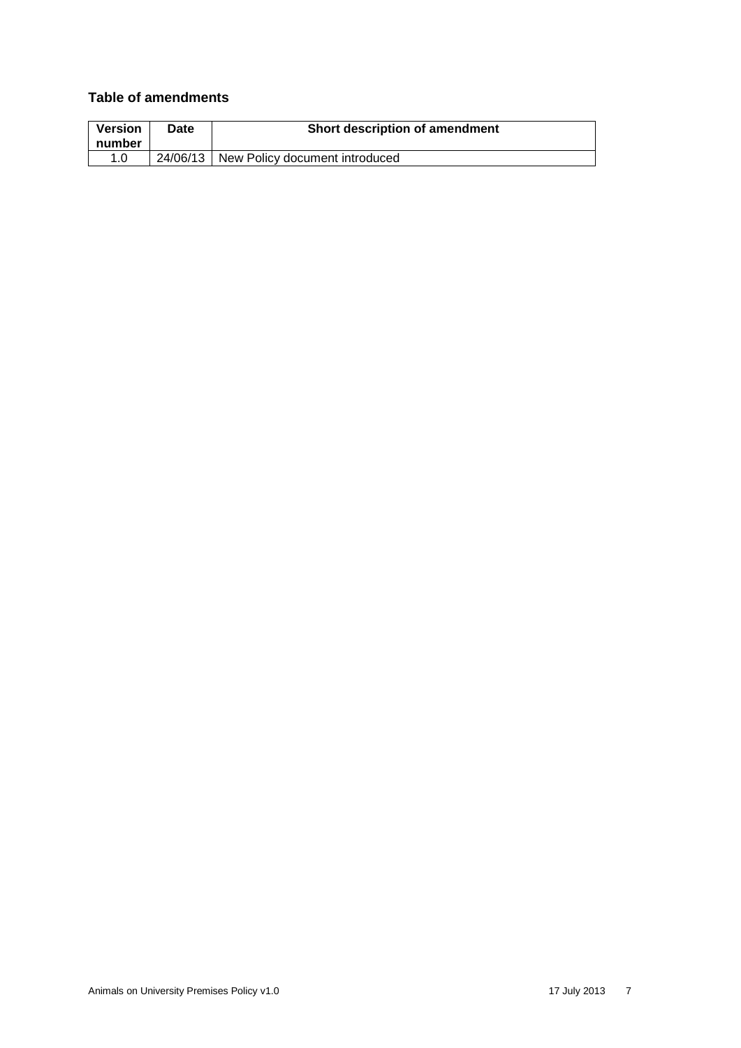### Table of amendments

| Version number | Date | Short description of amendment |
|---|---|---|
| 1.0 | 24/06/13 | New Policy document introduced |